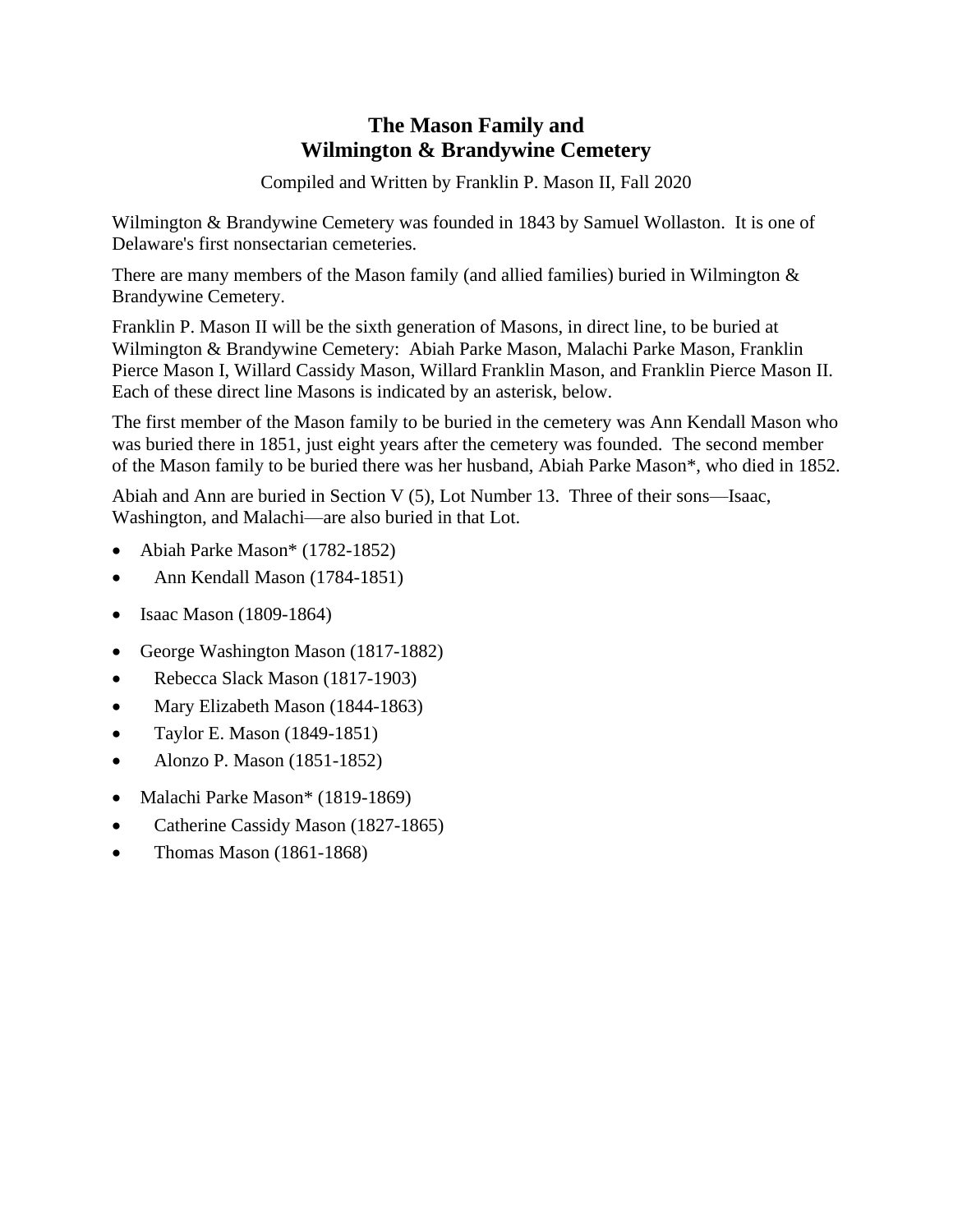# The Mason Family and
# Wilmington & Brandywine Cemetery

Compiled and Written by Franklin P. Mason II, Fall 2020

Wilmington & Brandywine Cemetery was founded in 1843 by Samuel Wollaston. It is one of Delaware's first nonsectarian cemeteries.

There are many members of the Mason family (and allied families) buried in Wilmington & Brandywine Cemetery.

Franklin P. Mason II will be the sixth generation of Masons, in direct line, to be buried at Wilmington & Brandywine Cemetery: Abiah Parke Mason, Malachi Parke Mason, Franklin Pierce Mason I, Willard Cassidy Mason, Willard Franklin Mason, and Franklin Pierce Mason II. Each of these direct line Masons is indicated by an asterisk, below.

The first member of the Mason family to be buried in the cemetery was Ann Kendall Mason who was buried there in 1851, just eight years after the cemetery was founded. The second member of the Mason family to be buried there was her husband, Abiah Parke Mason*, who died in 1852.

Abiah and Ann are buried in Section V (5), Lot Number 13. Three of their sons—Isaac, Washington, and Malachi—are also buried in that Lot.

- Abiah Parke Mason* (1782-1852)
- Ann Kendall Mason (1784-1851)

- Isaac Mason (1809-1864)

- George Washington Mason (1817-1882)
- Rebecca Slack Mason (1817-1903)
- Mary Elizabeth Mason (1844-1863)
- Taylor E. Mason (1849-1851)
- Alonzo P. Mason (1851-1852)

- Malachi Parke Mason* (1819-1869)
- Catherine Cassidy Mason (1827-1865)
- Thomas Mason (1861-1868)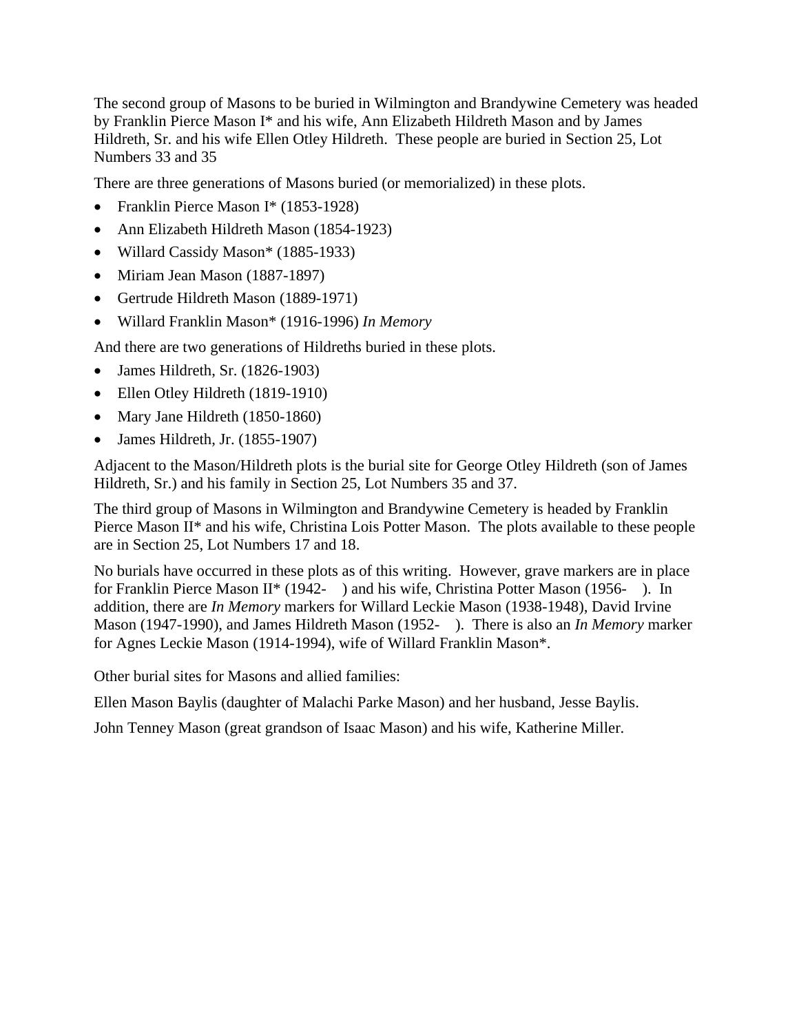The second group of Masons to be buried in Wilmington and Brandywine Cemetery was headed by Franklin Pierce Mason I* and his wife, Ann Elizabeth Hildreth Mason and by James Hildreth, Sr. and his wife Ellen Otley Hildreth. These people are buried in Section 25, Lot Numbers 33 and 35

There are three generations of Masons buried (or memorialized) in these plots.

- Franklin Pierce Mason I* (1853-1928)
- Ann Elizabeth Hildreth Mason (1854-1923)
- Willard Cassidy Mason* (1885-1933)
- Miriam Jean Mason (1887-1897)
- Gertrude Hildreth Mason (1889-1971)
- Willard Franklin Mason* (1916-1996) *In Memory*

And there are two generations of Hildreths buried in these plots.

- James Hildreth, Sr. (1826-1903)
- Ellen Otley Hildreth (1819-1910)
- Mary Jane Hildreth (1850-1860)
- James Hildreth, Jr. (1855-1907)

Adjacent to the Mason/Hildreth plots is the burial site for George Otley Hildreth (son of James Hildreth, Sr.) and his family in Section 25, Lot Numbers 35 and 37.

The third group of Masons in Wilmington and Brandywine Cemetery is headed by Franklin Pierce Mason II* and his wife, Christina Lois Potter Mason. The plots available to these people are in Section 25, Lot Numbers 17 and 18.

No burials have occurred in these plots as of this writing. However, grave markers are in place for Franklin Pierce Mason II* (1942- ) and his wife, Christina Potter Mason (1956- ). In addition, there are *In Memory* markers for Willard Leckie Mason (1938-1948), David Irvine Mason (1947-1990), and James Hildreth Mason (1952- ). There is also an *In Memory* marker for Agnes Leckie Mason (1914-1994), wife of Willard Franklin Mason*.

Other burial sites for Masons and allied families:

Ellen Mason Baylis (daughter of Malachi Parke Mason) and her husband, Jesse Baylis.

John Tenney Mason (great grandson of Isaac Mason) and his wife, Katherine Miller.